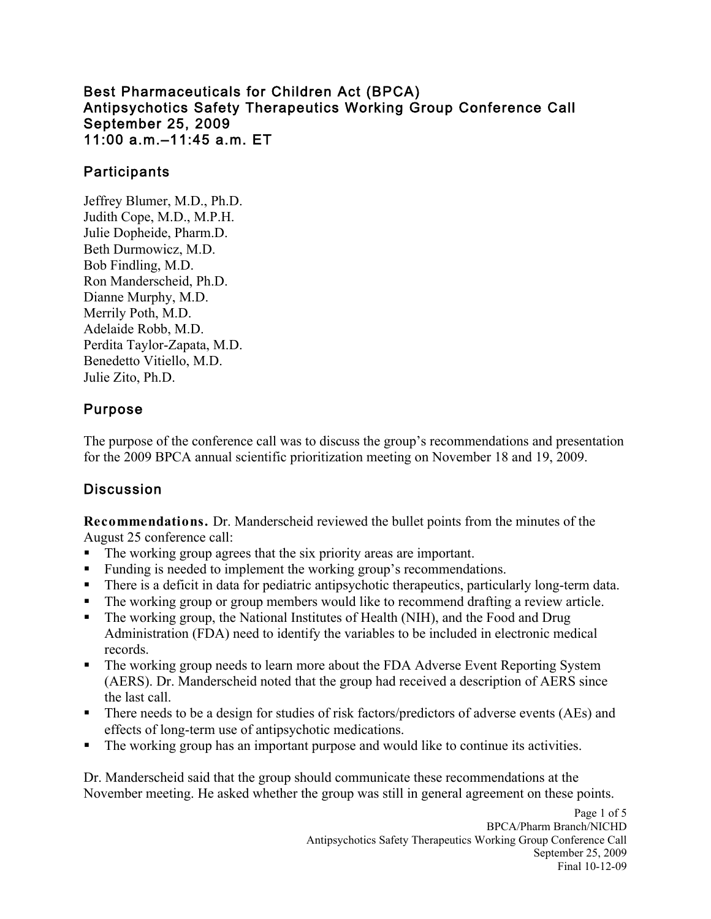# Best Pharmaceuticals for Children Act (BPCA)
# Antipsychotics Safety Therapeutics Working Group Conference Call
# September 25, 2009
# 11:00 a.m.–11:45 a.m. ET

## Participants

Jeffrey Blumer, M.D., Ph.D.
Judith Cope, M.D., M.P.H.
Julie Dopheide, Pharm.D.
Beth Durmowicz, M.D.
Bob Findling, M.D.
Ron Manderscheid, Ph.D.
Dianne Murphy, M.D.
Merrily Poth, M.D.
Adelaide Robb, M.D.
Perdita Taylor-Zapata, M.D.
Benedetto Vitiello, M.D.
Julie Zito, Ph.D.

## Purpose

The purpose of the conference call was to discuss the group's recommendations and presentation for the 2009 BPCA annual scientific prioritization meeting on November 18 and 19, 2009.

## Discussion

**Recommendations.** Dr. Manderscheid reviewed the bullet points from the minutes of the August 25 conference call:

- The working group agrees that the six priority areas are important.
- Funding is needed to implement the working group's recommendations.
- There is a deficit in data for pediatric antipsychotic therapeutics, particularly long-term data.
- The working group or group members would like to recommend drafting a review article.
- The working group, the National Institutes of Health (NIH), and the Food and Drug Administration (FDA) need to identify the variables to be included in electronic medical records.
- The working group needs to learn more about the FDA Adverse Event Reporting System (AERS). Dr. Manderscheid noted that the group had received a description of AERS since the last call.
- There needs to be a design for studies of risk factors/predictors of adverse events (AEs) and effects of long-term use of antipsychotic medications.
- The working group has an important purpose and would like to continue its activities.

Dr. Manderscheid said that the group should communicate these recommendations at the November meeting. He asked whether the group was still in general agreement on these points.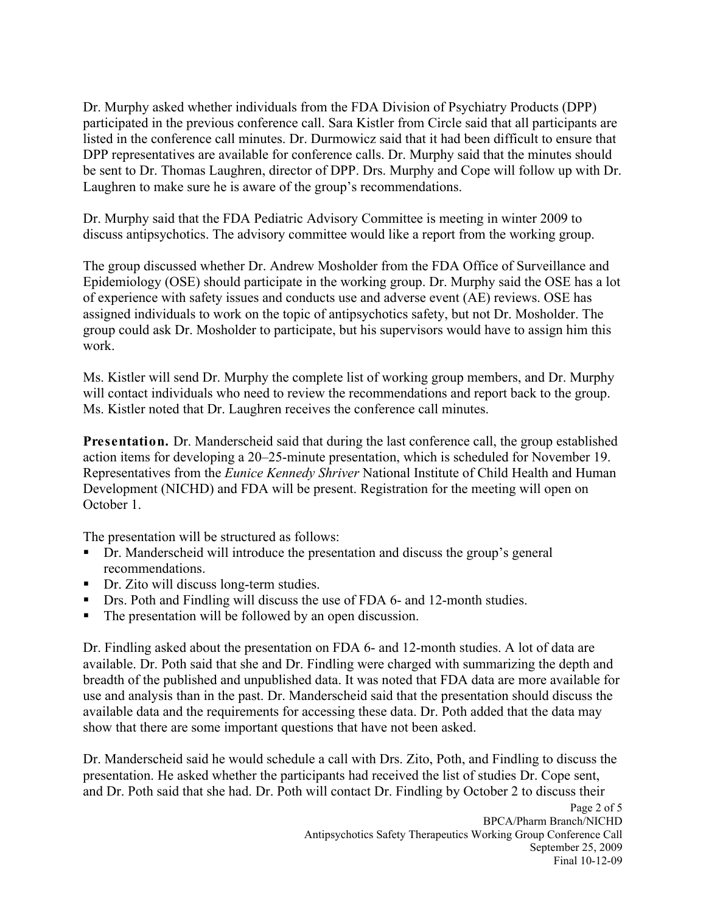Dr. Murphy asked whether individuals from the FDA Division of Psychiatry Products (DPP) participated in the previous conference call. Sara Kistler from Circle said that all participants are listed in the conference call minutes. Dr. Durmowicz said that it had been difficult to ensure that DPP representatives are available for conference calls. Dr. Murphy said that the minutes should be sent to Dr. Thomas Laughren, director of DPP. Drs. Murphy and Cope will follow up with Dr. Laughren to make sure he is aware of the group's recommendations.

Dr. Murphy said that the FDA Pediatric Advisory Committee is meeting in winter 2009 to discuss antipsychotics. The advisory committee would like a report from the working group.

The group discussed whether Dr. Andrew Mosholder from the FDA Office of Surveillance and Epidemiology (OSE) should participate in the working group. Dr. Murphy said the OSE has a lot of experience with safety issues and conducts use and adverse event (AE) reviews. OSE has assigned individuals to work on the topic of antipsychotics safety, but not Dr. Mosholder. The group could ask Dr. Mosholder to participate, but his supervisors would have to assign him this work.

Ms. Kistler will send Dr. Murphy the complete list of working group members, and Dr. Murphy will contact individuals who need to review the recommendations and report back to the group. Ms. Kistler noted that Dr. Laughren receives the conference call minutes.

**Presentation.** Dr. Manderscheid said that during the last conference call, the group established action items for developing a 20–25-minute presentation, which is scheduled for November 19. Representatives from the *Eunice Kennedy Shriver* National Institute of Child Health and Human Development (NICHD) and FDA will be present. Registration for the meeting will open on October 1.

The presentation will be structured as follows:

- Dr. Manderscheid will introduce the presentation and discuss the group's general recommendations.
- Dr. Zito will discuss long-term studies.
- Drs. Poth and Findling will discuss the use of FDA 6- and 12-month studies.
- The presentation will be followed by an open discussion.

Dr. Findling asked about the presentation on FDA 6- and 12-month studies. A lot of data are available. Dr. Poth said that she and Dr. Findling were charged with summarizing the depth and breadth of the published and unpublished data. It was noted that FDA data are more available for use and analysis than in the past. Dr. Manderscheid said that the presentation should discuss the available data and the requirements for accessing these data. Dr. Poth added that the data may show that there are some important questions that have not been asked.

Dr. Manderscheid said he would schedule a call with Drs. Zito, Poth, and Findling to discuss the presentation. He asked whether the participants had received the list of studies Dr. Cope sent, and Dr. Poth said that she had. Dr. Poth will contact Dr. Findling by October 2 to discuss their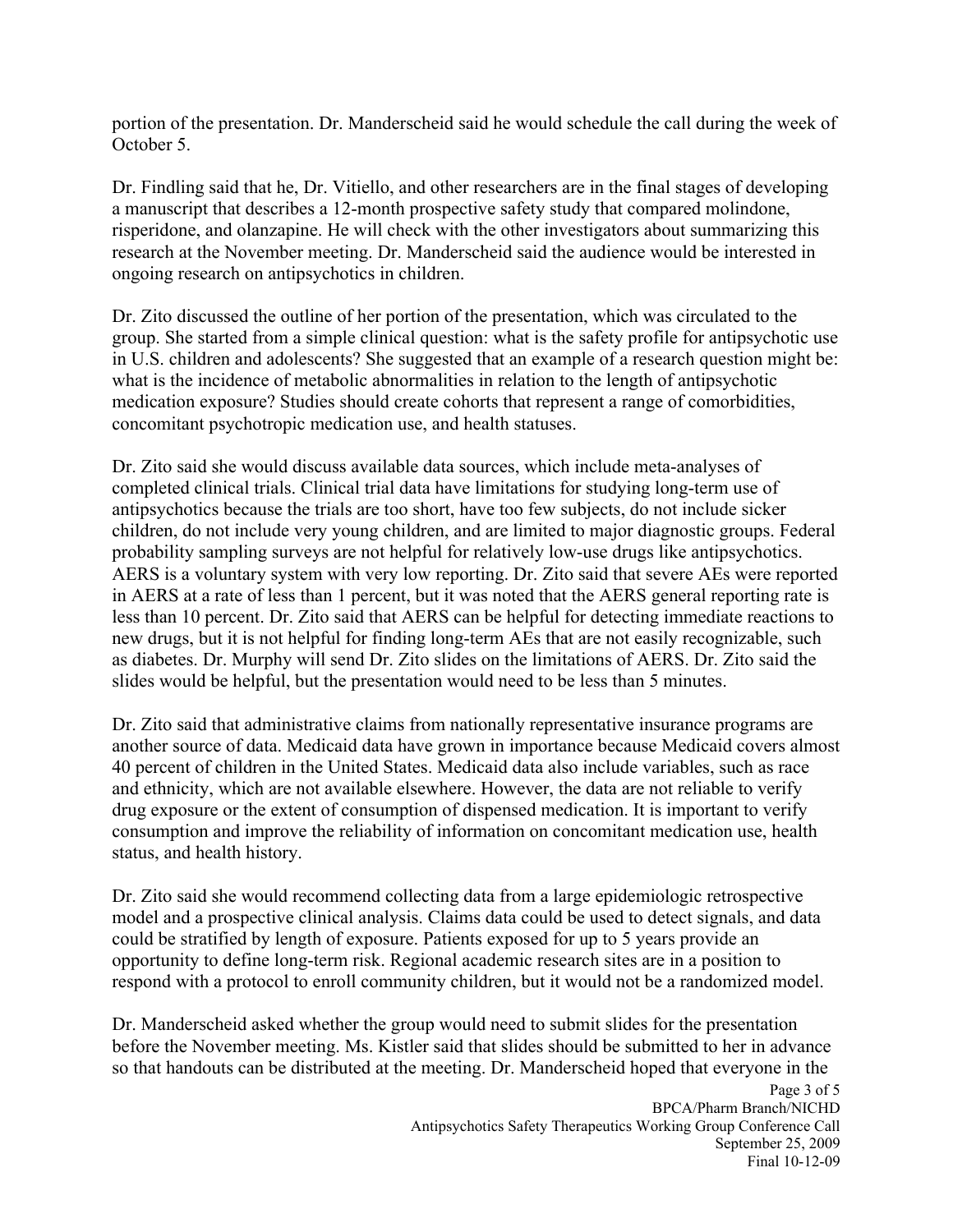portion of the presentation. Dr. Manderscheid said he would schedule the call during the week of October 5.

Dr. Findling said that he, Dr. Vitiello, and other researchers are in the final stages of developing a manuscript that describes a 12-month prospective safety study that compared molindone, risperidone, and olanzapine. He will check with the other investigators about summarizing this research at the November meeting. Dr. Manderscheid said the audience would be interested in ongoing research on antipsychotics in children.

Dr. Zito discussed the outline of her portion of the presentation, which was circulated to the group. She started from a simple clinical question: what is the safety profile for antipsychotic use in U.S. children and adolescents? She suggested that an example of a research question might be: what is the incidence of metabolic abnormalities in relation to the length of antipsychotic medication exposure? Studies should create cohorts that represent a range of comorbidities, concomitant psychotropic medication use, and health statuses.

Dr. Zito said she would discuss available data sources, which include meta-analyses of completed clinical trials. Clinical trial data have limitations for studying long-term use of antipsychotics because the trials are too short, have too few subjects, do not include sicker children, do not include very young children, and are limited to major diagnostic groups. Federal probability sampling surveys are not helpful for relatively low-use drugs like antipsychotics. AERS is a voluntary system with very low reporting. Dr. Zito said that severe AEs were reported in AERS at a rate of less than 1 percent, but it was noted that the AERS general reporting rate is less than 10 percent. Dr. Zito said that AERS can be helpful for detecting immediate reactions to new drugs, but it is not helpful for finding long-term AEs that are not easily recognizable, such as diabetes. Dr. Murphy will send Dr. Zito slides on the limitations of AERS. Dr. Zito said the slides would be helpful, but the presentation would need to be less than 5 minutes.

Dr. Zito said that administrative claims from nationally representative insurance programs are another source of data. Medicaid data have grown in importance because Medicaid covers almost 40 percent of children in the United States. Medicaid data also include variables, such as race and ethnicity, which are not available elsewhere. However, the data are not reliable to verify drug exposure or the extent of consumption of dispensed medication. It is important to verify consumption and improve the reliability of information on concomitant medication use, health status, and health history.

Dr. Zito said she would recommend collecting data from a large epidemiologic retrospective model and a prospective clinical analysis. Claims data could be used to detect signals, and data could be stratified by length of exposure. Patients exposed for up to 5 years provide an opportunity to define long-term risk. Regional academic research sites are in a position to respond with a protocol to enroll community children, but it would not be a randomized model.

Dr. Manderscheid asked whether the group would need to submit slides for the presentation before the November meeting. Ms. Kistler said that slides should be submitted to her in advance so that handouts can be distributed at the meeting. Dr. Manderscheid hoped that everyone in the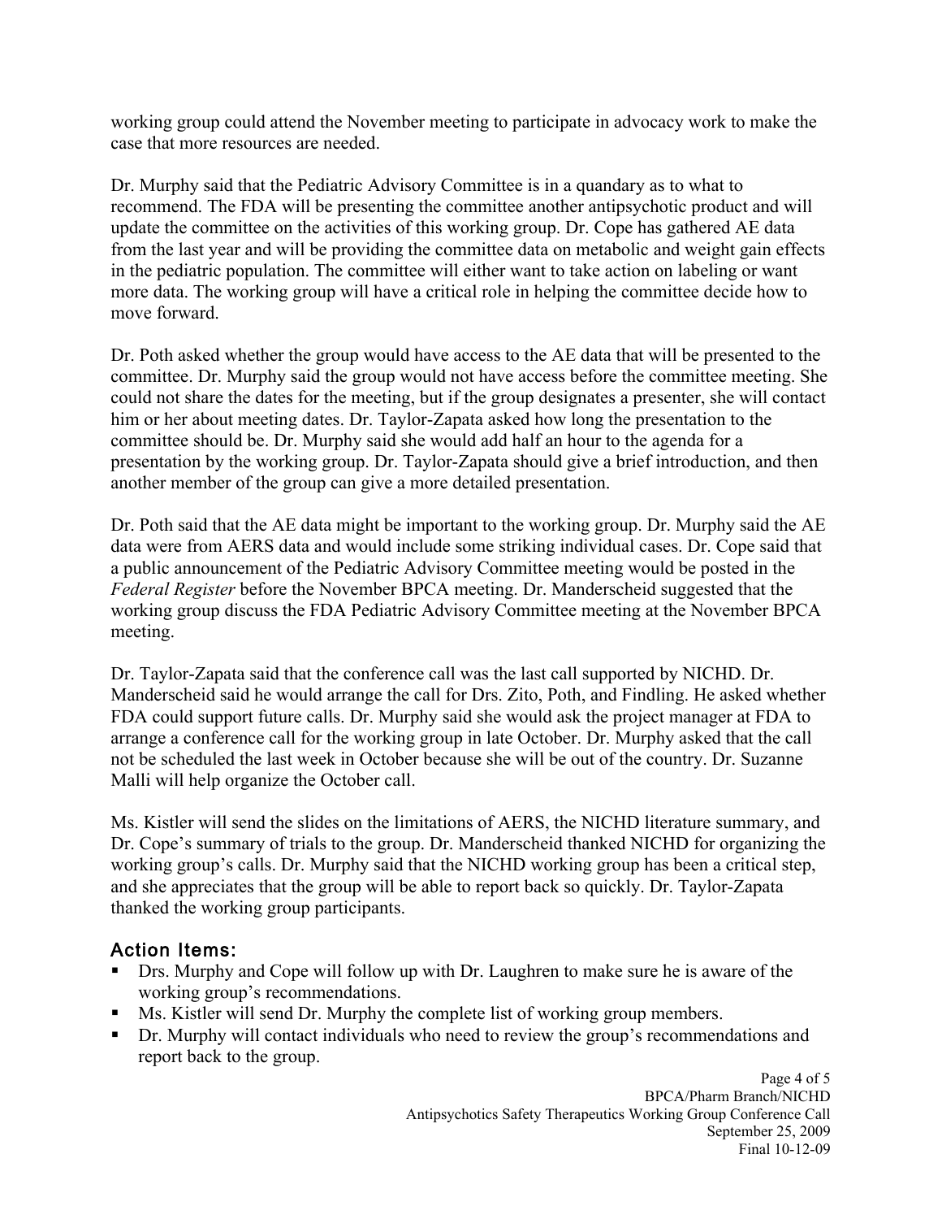working group could attend the November meeting to participate in advocacy work to make the case that more resources are needed.

Dr. Murphy said that the Pediatric Advisory Committee is in a quandary as to what to recommend. The FDA will be presenting the committee another antipsychotic product and will update the committee on the activities of this working group. Dr. Cope has gathered AE data from the last year and will be providing the committee data on metabolic and weight gain effects in the pediatric population. The committee will either want to take action on labeling or want more data. The working group will have a critical role in helping the committee decide how to move forward.

Dr. Poth asked whether the group would have access to the AE data that will be presented to the committee. Dr. Murphy said the group would not have access before the committee meeting. She could not share the dates for the meeting, but if the group designates a presenter, she will contact him or her about meeting dates. Dr. Taylor-Zapata asked how long the presentation to the committee should be. Dr. Murphy said she would add half an hour to the agenda for a presentation by the working group. Dr. Taylor-Zapata should give a brief introduction, and then another member of the group can give a more detailed presentation.

Dr. Poth said that the AE data might be important to the working group. Dr. Murphy said the AE data were from AERS data and would include some striking individual cases. Dr. Cope said that a public announcement of the Pediatric Advisory Committee meeting would be posted in the *Federal Register* before the November BPCA meeting. Dr. Manderscheid suggested that the working group discuss the FDA Pediatric Advisory Committee meeting at the November BPCA meeting.

Dr. Taylor-Zapata said that the conference call was the last call supported by NICHD. Dr. Manderscheid said he would arrange the call for Drs. Zito, Poth, and Findling. He asked whether FDA could support future calls. Dr. Murphy said she would ask the project manager at FDA to arrange a conference call for the working group in late October. Dr. Murphy asked that the call not be scheduled the last week in October because she will be out of the country. Dr. Suzanne Malli will help organize the October call.

Ms. Kistler will send the slides on the limitations of AERS, the NICHD literature summary, and Dr. Cope's summary of trials to the group. Dr. Manderscheid thanked NICHD for organizing the working group's calls. Dr. Murphy said that the NICHD working group has been a critical step, and she appreciates that the group will be able to report back so quickly. Dr. Taylor-Zapata thanked the working group participants.

## Action Items:

- Drs. Murphy and Cope will follow up with Dr. Laughren to make sure he is aware of the working group's recommendations.
- Ms. Kistler will send Dr. Murphy the complete list of working group members.
- Dr. Murphy will contact individuals who need to review the group's recommendations and report back to the group.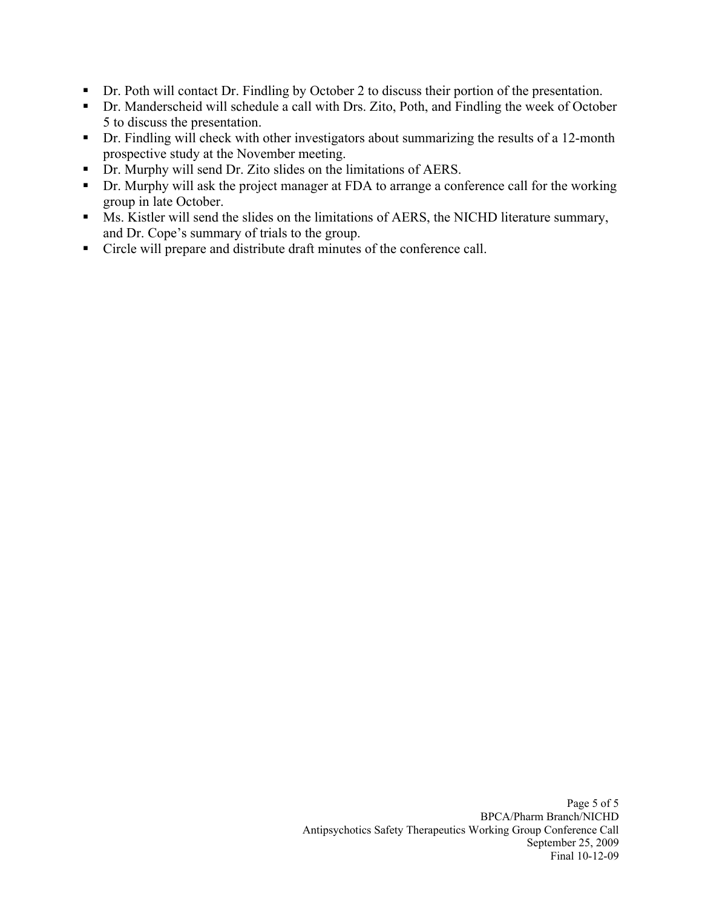- Dr. Poth will contact Dr. Findling by October 2 to discuss their portion of the presentation.
- Dr. Manderscheid will schedule a call with Drs. Zito, Poth, and Findling the week of October 5 to discuss the presentation.
- Dr. Findling will check with other investigators about summarizing the results of a 12-month prospective study at the November meeting.
- Dr. Murphy will send Dr. Zito slides on the limitations of AERS.
- Dr. Murphy will ask the project manager at FDA to arrange a conference call for the working group in late October.
- Ms. Kistler will send the slides on the limitations of AERS, the NICHD literature summary, and Dr. Cope's summary of trials to the group.
- Circle will prepare and distribute draft minutes of the conference call.